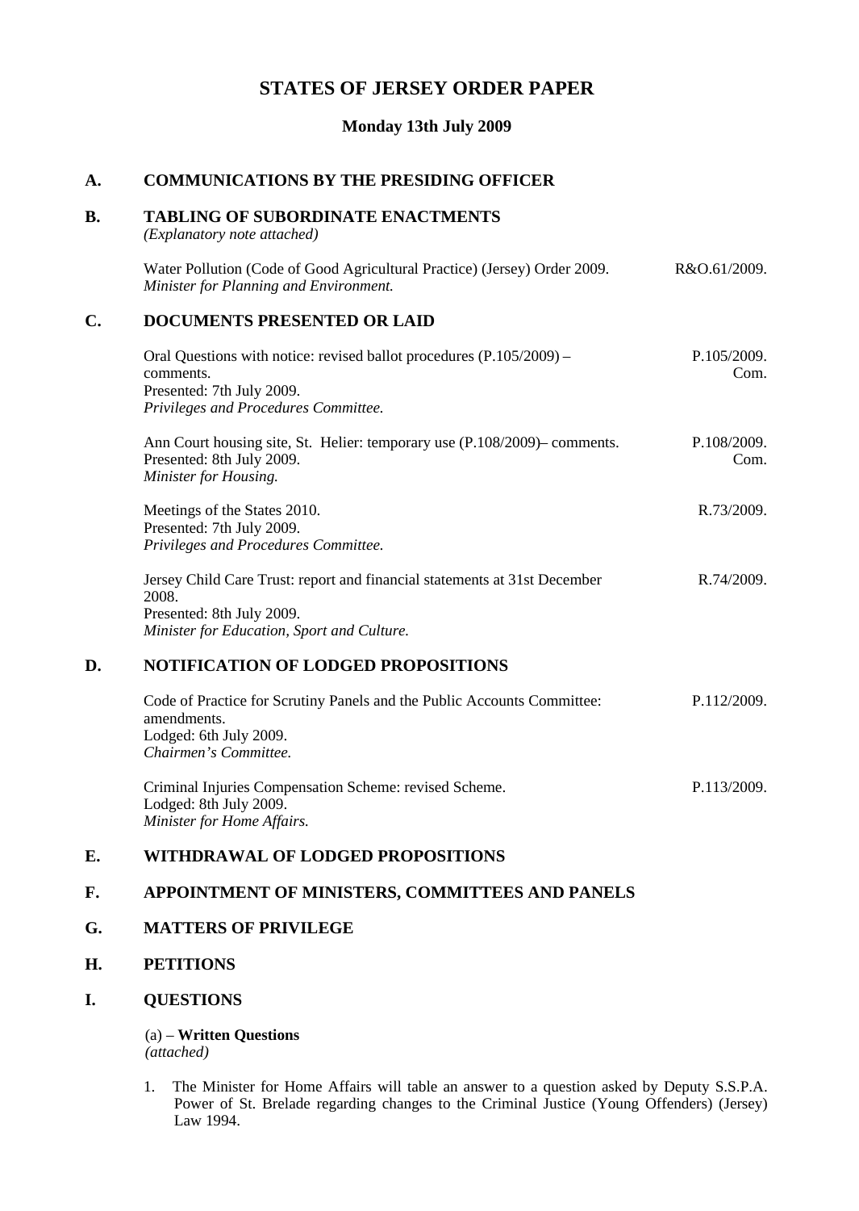# STATES OF JERSEY ORDER PAPER

**Monday 13th July 2009**

## A. COMMUNICATIONS BY THE PRESIDING OFFICER

## B. TABLING OF SUBORDINATE ENACTMENTS

*(Explanatory note attached)*

Water Pollution (Code of Good Agricultural Practice) (Jersey) Order 2009. — R&O.61/2009.
*Minister for Planning and Environment.*

## C. DOCUMENTS PRESENTED OR LAID

Oral Questions with notice: revised ballot procedures (P.105/2009) – comments. — P.105/2009. Com.
Presented: 7th July 2009.
*Privileges and Procedures Committee.*

Ann Court housing site, St. Helier: temporary use (P.108/2009)– comments. — P.108/2009. Com.
Presented: 8th July 2009.
*Minister for Housing.*

Meetings of the States 2010. — R.73/2009.
Presented: 7th July 2009.
*Privileges and Procedures Committee.*

Jersey Child Care Trust: report and financial statements at 31st December 2008. — R.74/2009.
Presented: 8th July 2009.
*Minister for Education, Sport and Culture.*

## D. NOTIFICATION OF LODGED PROPOSITIONS

Code of Practice for Scrutiny Panels and the Public Accounts Committee: amendments. — P.112/2009.
Lodged: 6th July 2009.
*Chairmen's Committee.*

Criminal Injuries Compensation Scheme: revised Scheme. — P.113/2009.
Lodged: 8th July 2009.
*Minister for Home Affairs.*

## E. WITHDRAWAL OF LODGED PROPOSITIONS

## F. APPOINTMENT OF MINISTERS, COMMITTEES AND PANELS

## G. MATTERS OF PRIVILEGE

## H. PETITIONS

## I. QUESTIONS

(a) – **Written Questions**
*(attached)*

1. The Minister for Home Affairs will table an answer to a question asked by Deputy S.S.P.A. Power of St. Brelade regarding changes to the Criminal Justice (Young Offenders) (Jersey) Law 1994.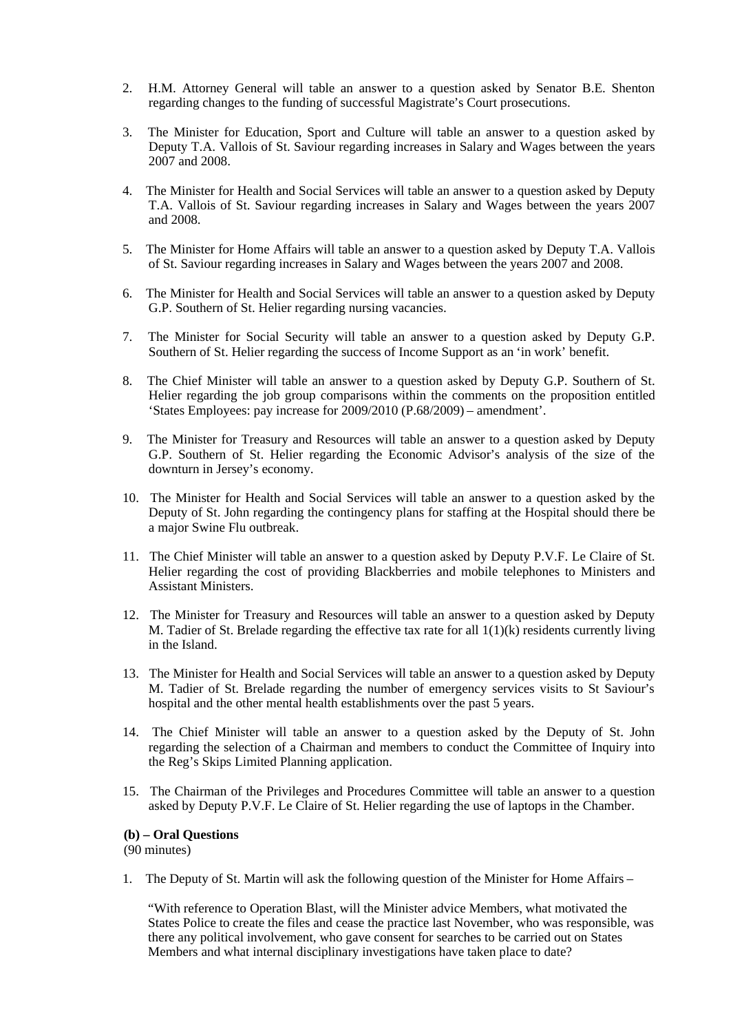2. H.M. Attorney General will table an answer to a question asked by Senator B.E. Shenton regarding changes to the funding of successful Magistrate's Court prosecutions.

3. The Minister for Education, Sport and Culture will table an answer to a question asked by Deputy T.A. Vallois of St. Saviour regarding increases in Salary and Wages between the years 2007 and 2008.

4. The Minister for Health and Social Services will table an answer to a question asked by Deputy T.A. Vallois of St. Saviour regarding increases in Salary and Wages between the years 2007 and 2008.

5. The Minister for Home Affairs will table an answer to a question asked by Deputy T.A. Vallois of St. Saviour regarding increases in Salary and Wages between the years 2007 and 2008.

6. The Minister for Health and Social Services will table an answer to a question asked by Deputy G.P. Southern of St. Helier regarding nursing vacancies.

7. The Minister for Social Security will table an answer to a question asked by Deputy G.P. Southern of St. Helier regarding the success of Income Support as an 'in work' benefit.

8. The Chief Minister will table an answer to a question asked by Deputy G.P. Southern of St. Helier regarding the job group comparisons within the comments on the proposition entitled 'States Employees: pay increase for 2009/2010 (P.68/2009) – amendment'.

9. The Minister for Treasury and Resources will table an answer to a question asked by Deputy G.P. Southern of St. Helier regarding the Economic Advisor's analysis of the size of the downturn in Jersey's economy.

10. The Minister for Health and Social Services will table an answer to a question asked by the Deputy of St. John regarding the contingency plans for staffing at the Hospital should there be a major Swine Flu outbreak.

11. The Chief Minister will table an answer to a question asked by Deputy P.V.F. Le Claire of St. Helier regarding the cost of providing Blackberries and mobile telephones to Ministers and Assistant Ministers.

12. The Minister for Treasury and Resources will table an answer to a question asked by Deputy M. Tadier of St. Brelade regarding the effective tax rate for all 1(1)(k) residents currently living in the Island.

13. The Minister for Health and Social Services will table an answer to a question asked by Deputy M. Tadier of St. Brelade regarding the number of emergency services visits to St Saviour's hospital and the other mental health establishments over the past 5 years.

14. The Chief Minister will table an answer to a question asked by the Deputy of St. John regarding the selection of a Chairman and members to conduct the Committee of Inquiry into the Reg's Skips Limited Planning application.

15. The Chairman of the Privileges and Procedures Committee will table an answer to a question asked by Deputy P.V.F. Le Claire of St. Helier regarding the use of laptops in the Chamber.

**(b) – Oral Questions**
(90 minutes)

1. The Deputy of St. Martin will ask the following question of the Minister for Home Affairs –

   "With reference to Operation Blast, will the Minister advice Members, what motivated the States Police to create the files and cease the practice last November, who was responsible, was there any political involvement, who gave consent for searches to be carried out on States Members and what internal disciplinary investigations have taken place to date?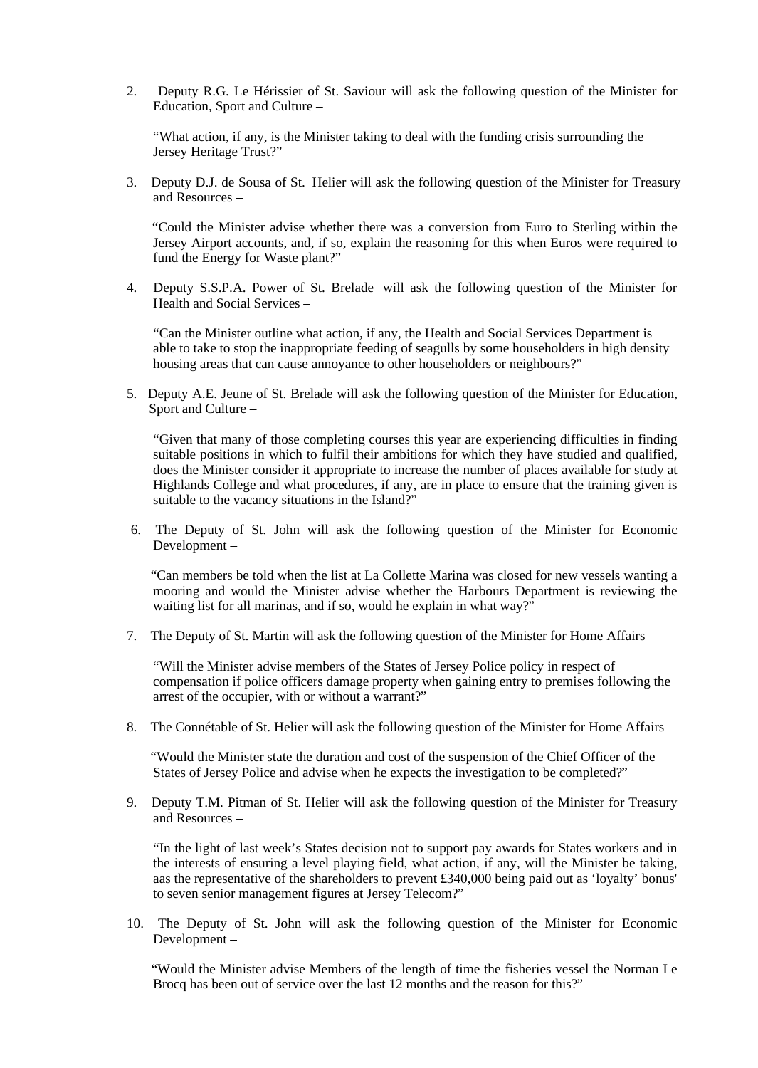2. Deputy R.G. Le Hérissier of St. Saviour will ask the following question of the Minister for Education, Sport and Culture –

   "What action, if any, is the Minister taking to deal with the funding crisis surrounding the Jersey Heritage Trust?"

3. Deputy D.J. de Sousa of St. Helier will ask the following question of the Minister for Treasury and Resources –

   "Could the Minister advise whether there was a conversion from Euro to Sterling within the Jersey Airport accounts, and, if so, explain the reasoning for this when Euros were required to fund the Energy for Waste plant?"

4. Deputy S.S.P.A. Power of St. Brelade will ask the following question of the Minister for Health and Social Services –

   "Can the Minister outline what action, if any, the Health and Social Services Department is able to take to stop the inappropriate feeding of seagulls by some householders in high density housing areas that can cause annoyance to other householders or neighbours?"

5. Deputy A.E. Jeune of St. Brelade will ask the following question of the Minister for Education, Sport and Culture –

   "Given that many of those completing courses this year are experiencing difficulties in finding suitable positions in which to fulfil their ambitions for which they have studied and qualified, does the Minister consider it appropriate to increase the number of places available for study at Highlands College and what procedures, if any, are in place to ensure that the training given is suitable to the vacancy situations in the Island?"

6. The Deputy of St. John will ask the following question of the Minister for Economic Development –

   "Can members be told when the list at La Collette Marina was closed for new vessels wanting a mooring and would the Minister advise whether the Harbours Department is reviewing the waiting list for all marinas, and if so, would he explain in what way?"

7. The Deputy of St. Martin will ask the following question of the Minister for Home Affairs –

   "Will the Minister advise members of the States of Jersey Police policy in respect of compensation if police officers damage property when gaining entry to premises following the arrest of the occupier, with or without a warrant?"

8. The Connétable of St. Helier will ask the following question of the Minister for Home Affairs –

   "Would the Minister state the duration and cost of the suspension of the Chief Officer of the States of Jersey Police and advise when he expects the investigation to be completed?"

9. Deputy T.M. Pitman of St. Helier will ask the following question of the Minister for Treasury and Resources –

   "In the light of last week's States decision not to support pay awards for States workers and in the interests of ensuring a level playing field, what action, if any, will the Minister be taking, aas the representative of the shareholders to prevent £340,000 being paid out as 'loyalty' bonus' to seven senior management figures at Jersey Telecom?"

10. The Deputy of St. John will ask the following question of the Minister for Economic Development –

    "Would the Minister advise Members of the length of time the fisheries vessel the Norman Le Brocq has been out of service over the last 12 months and the reason for this?"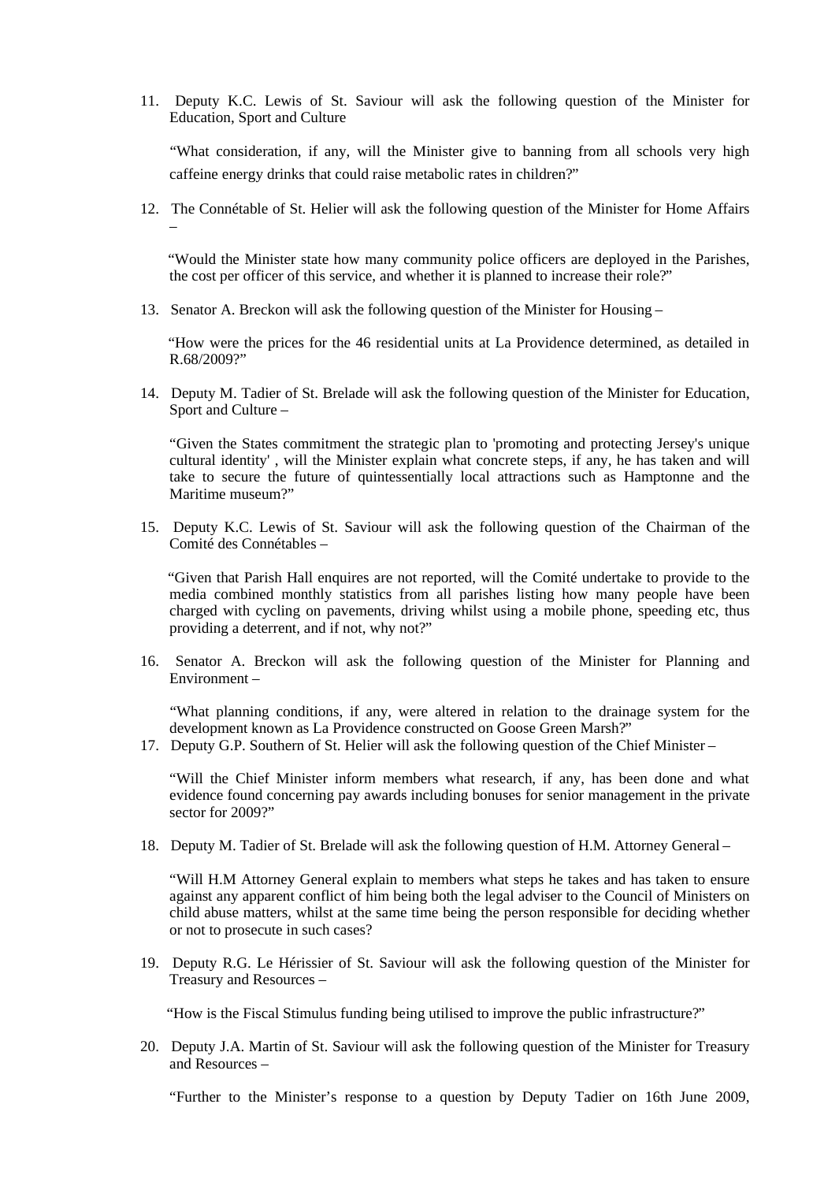11. Deputy K.C. Lewis of St. Saviour will ask the following question of the Minister for Education, Sport and Culture

 "What consideration, if any, will the Minister give to banning from all schools very high caffeine energy drinks that could raise metabolic rates in children?"

12. The Connétable of St. Helier will ask the following question of the Minister for Home Affairs –

 "Would the Minister state how many community police officers are deployed in the Parishes, the cost per officer of this service, and whether it is planned to increase their role?"

13. Senator A. Breckon will ask the following question of the Minister for Housing –

 "How were the prices for the 46 residential units at La Providence determined, as detailed in R.68/2009?"

14. Deputy M. Tadier of St. Brelade will ask the following question of the Minister for Education, Sport and Culture –

 "Given the States commitment the strategic plan to 'promoting and protecting Jersey's unique cultural identity' , will the Minister explain what concrete steps, if any, he has taken and will take to secure the future of quintessentially local attractions such as Hamptonne and the Maritime museum?"

15. Deputy K.C. Lewis of St. Saviour will ask the following question of the Chairman of the Comité des Connétables –

 "Given that Parish Hall enquires are not reported, will the Comité undertake to provide to the media combined monthly statistics from all parishes listing how many people have been charged with cycling on pavements, driving whilst using a mobile phone, speeding etc, thus providing a deterrent, and if not, why not?"

16. Senator A. Breckon will ask the following question of the Minister for Planning and Environment –

 "What planning conditions, if any, were altered in relation to the drainage system for the development known as La Providence constructed on Goose Green Marsh?"

17. Deputy G.P. Southern of St. Helier will ask the following question of the Chief Minister –

 "Will the Chief Minister inform members what research, if any, has been done and what evidence found concerning pay awards including bonuses for senior management in the private sector for 2009?"

18. Deputy M. Tadier of St. Brelade will ask the following question of H.M. Attorney General –

 "Will H.M Attorney General explain to members what steps he takes and has taken to ensure against any apparent conflict of him being both the legal adviser to the Council of Ministers on child abuse matters, whilst at the same time being the person responsible for deciding whether or not to prosecute in such cases?

19. Deputy R.G. Le Hérissier of St. Saviour will ask the following question of the Minister for Treasury and Resources –

 "How is the Fiscal Stimulus funding being utilised to improve the public infrastructure?"

20. Deputy J.A. Martin of St. Saviour will ask the following question of the Minister for Treasury and Resources –

 "Further to the Minister's response to a question by Deputy Tadier on 16th June 2009,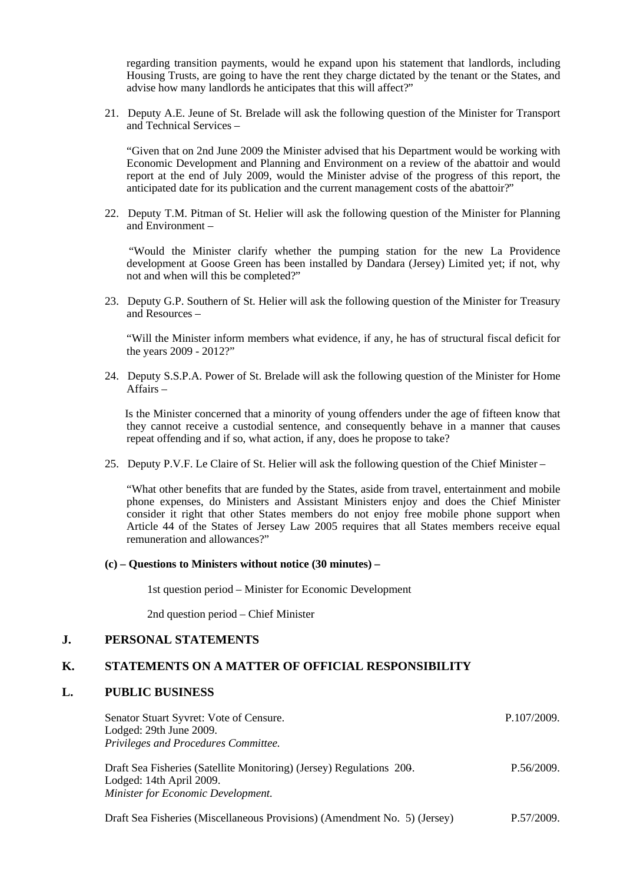regarding transition payments, would he expand upon his statement that landlords, including Housing Trusts, are going to have the rent they charge dictated by the tenant or the States, and advise how many landlords he anticipates that this will affect?"

21. Deputy A.E. Jeune of St. Brelade will ask the following question of the Minister for Transport and Technical Services –

 "Given that on 2nd June 2009 the Minister advised that his Department would be working with Economic Development and Planning and Environment on a review of the abattoir and would report at the end of July 2009, would the Minister advise of the progress of this report, the anticipated date for its publication and the current management costs of the abattoir?"

22. Deputy T.M. Pitman of St. Helier will ask the following question of the Minister for Planning and Environment –

 "Would the Minister clarify whether the pumping station for the new La Providence development at Goose Green has been installed by Dandara (Jersey) Limited yet; if not, why not and when will this be completed?"

23. Deputy G.P. Southern of St. Helier will ask the following question of the Minister for Treasury and Resources –

 "Will the Minister inform members what evidence, if any, he has of structural fiscal deficit for the years 2009 - 2012?"

24. Deputy S.S.P.A. Power of St. Brelade will ask the following question of the Minister for Home Affairs –

 Is the Minister concerned that a minority of young offenders under the age of fifteen know that they cannot receive a custodial sentence, and consequently behave in a manner that causes repeat offending and if so, what action, if any, does he propose to take?

25. Deputy P.V.F. Le Claire of St. Helier will ask the following question of the Chief Minister –

 "What other benefits that are funded by the States, aside from travel, entertainment and mobile phone expenses, do Ministers and Assistant Ministers enjoy and does the Chief Minister consider it right that other States members do not enjoy free mobile phone support when Article 44 of the States of Jersey Law 2005 requires that all States members receive equal remuneration and allowances?"

**(c) – Questions to Ministers without notice (30 minutes) –**

1st question period – Minister for Economic Development

2nd question period – Chief Minister

## J. PERSONAL STATEMENTS

## K. STATEMENTS ON A MATTER OF OFFICIAL RESPONSIBILITY

## L. PUBLIC BUSINESS

Senator Stuart Syvret: Vote of Censure. P.107/2009.
Lodged: 29th June 2009.
*Privileges and Procedures Committee.*

Draft Sea Fisheries (Satellite Monitoring) (Jersey) Regulations 200-. P.56/2009.
Lodged: 14th April 2009.
*Minister for Economic Development.*

Draft Sea Fisheries (Miscellaneous Provisions) (Amendment No. 5) (Jersey) P.57/2009.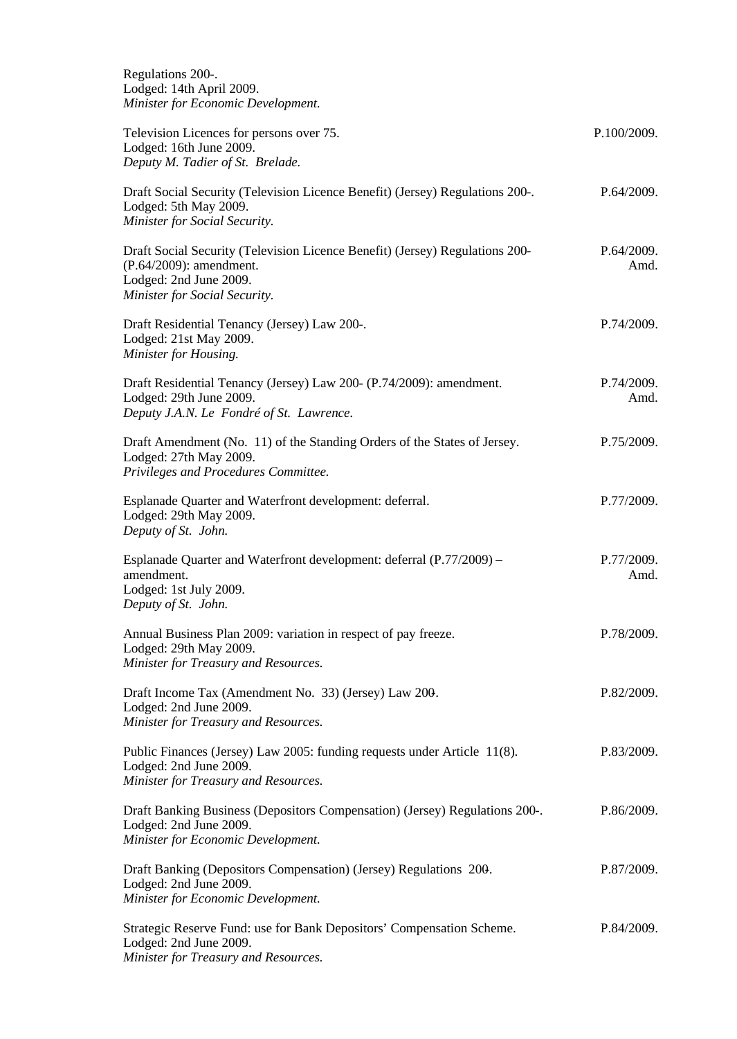Regulations 200-.
Lodged: 14th April 2009.
*Minister for Economic Development.*

| | |
|---|---|
| Television Licences for persons over 75.<br>Lodged: 16th June 2009.<br>*Deputy M. Tadier of St. Brelade.* | P.100/2009. |
| Draft Social Security (Television Licence Benefit) (Jersey) Regulations 200-.<br>Lodged: 5th May 2009.<br>*Minister for Social Security.* | P.64/2009. |
| Draft Social Security (Television Licence Benefit) (Jersey) Regulations 200- (P.64/2009): amendment.<br>Lodged: 2nd June 2009.<br>*Minister for Social Security.* | P.64/2009. Amd. |
| Draft Residential Tenancy (Jersey) Law 200-.<br>Lodged: 21st May 2009.<br>*Minister for Housing.* | P.74/2009. |
| Draft Residential Tenancy (Jersey) Law 200- (P.74/2009): amendment.<br>Lodged: 29th June 2009.<br>*Deputy J.A.N. Le Fondré of St. Lawrence.* | P.74/2009. Amd. |
| Draft Amendment (No. 11) of the Standing Orders of the States of Jersey.<br>Lodged: 27th May 2009.<br>*Privileges and Procedures Committee.* | P.75/2009. |
| Esplanade Quarter and Waterfront development: deferral.<br>Lodged: 29th May 2009.<br>*Deputy of St. John.* | P.77/2009. |
| Esplanade Quarter and Waterfront development: deferral (P.77/2009) – amendment.<br>Lodged: 1st July 2009.<br>*Deputy of St. John.* | P.77/2009. Amd. |
| Annual Business Plan 2009: variation in respect of pay freeze.<br>Lodged: 29th May 2009.<br>*Minister for Treasury and Resources.* | P.78/2009. |
| Draft Income Tax (Amendment No. 33) (Jersey) Law 200-.<br>Lodged: 2nd June 2009.<br>*Minister for Treasury and Resources.* | P.82/2009. |
| Public Finances (Jersey) Law 2005: funding requests under Article 11(8).<br>Lodged: 2nd June 2009.<br>*Minister for Treasury and Resources.* | P.83/2009. |
| Draft Banking Business (Depositors Compensation) (Jersey) Regulations 200-.<br>Lodged: 2nd June 2009.<br>*Minister for Economic Development.* | P.86/2009. |
| Draft Banking (Depositors Compensation) (Jersey) Regulations 200-.<br>Lodged: 2nd June 2009.<br>*Minister for Economic Development.* | P.87/2009. |
| Strategic Reserve Fund: use for Bank Depositors' Compensation Scheme.<br>Lodged: 2nd June 2009.<br>*Minister for Treasury and Resources.* | P.84/2009. |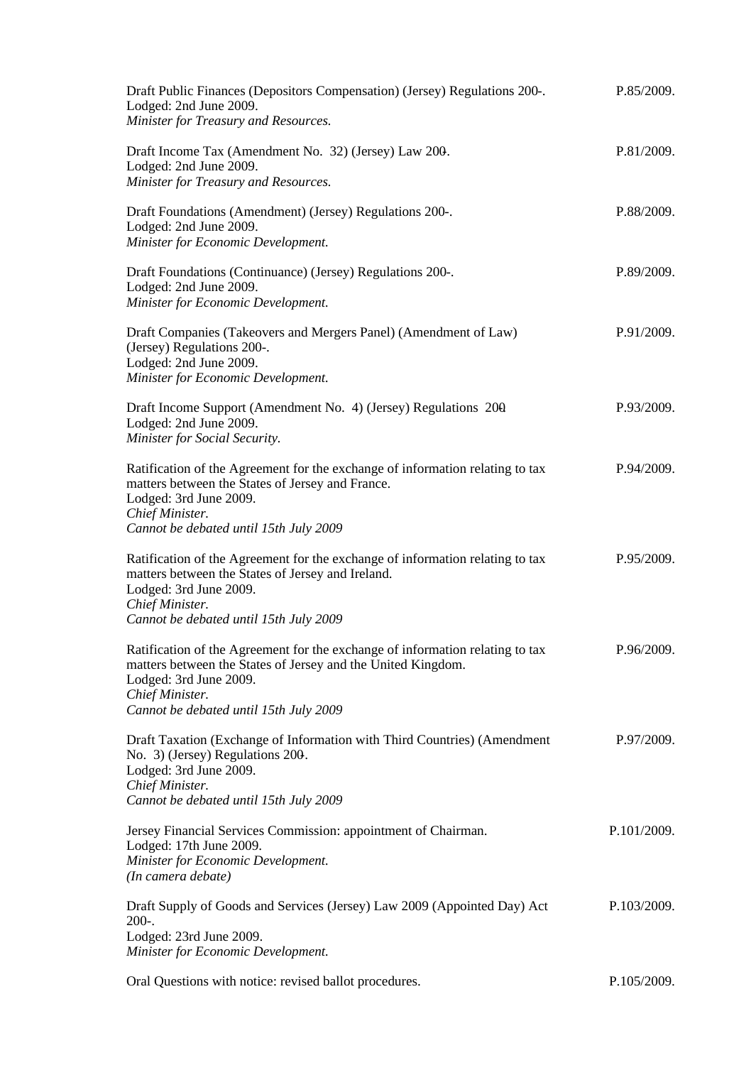Draft Public Finances (Depositors Compensation) (Jersey) Regulations 200-. P.85/2009.
Lodged: 2nd June 2009.
*Minister for Treasury and Resources.*

Draft Income Tax (Amendment No. 32) (Jersey) Law 200-. P.81/2009.
Lodged: 2nd June 2009.
*Minister for Treasury and Resources.*

Draft Foundations (Amendment) (Jersey) Regulations 200-. P.88/2009.
Lodged: 2nd June 2009.
*Minister for Economic Development.*

Draft Foundations (Continuance) (Jersey) Regulations 200-. P.89/2009.
Lodged: 2nd June 2009.
*Minister for Economic Development.*

Draft Companies (Takeovers and Mergers Panel) (Amendment of Law) (Jersey) Regulations 200-. P.91/2009.
Lodged: 2nd June 2009.
*Minister for Economic Development.*

Draft Income Support (Amendment No. 4) (Jersey) Regulations 200- P.93/2009.
Lodged: 2nd June 2009.
*Minister for Social Security.*

Ratification of the Agreement for the exchange of information relating to tax matters between the States of Jersey and France. P.94/2009.
Lodged: 3rd June 2009.
*Chief Minister.*
*Cannot be debated until 15th July 2009*

Ratification of the Agreement for the exchange of information relating to tax matters between the States of Jersey and Ireland. P.95/2009.
Lodged: 3rd June 2009.
*Chief Minister.*
*Cannot be debated until 15th July 2009*

Ratification of the Agreement for the exchange of information relating to tax matters between the States of Jersey and the United Kingdom. P.96/2009.
Lodged: 3rd June 2009.
*Chief Minister.*
*Cannot be debated until 15th July 2009*

Draft Taxation (Exchange of Information with Third Countries) (Amendment No. 3) (Jersey) Regulations 200-. P.97/2009.
Lodged: 3rd June 2009.
*Chief Minister.*
*Cannot be debated until 15th July 2009*

Jersey Financial Services Commission: appointment of Chairman. P.101/2009.
Lodged: 17th June 2009.
*Minister for Economic Development.*
*(In camera debate)*

Draft Supply of Goods and Services (Jersey) Law 2009 (Appointed Day) Act 200-. P.103/2009.
Lodged: 23rd June 2009.
*Minister for Economic Development.*

Oral Questions with notice: revised ballot procedures. P.105/2009.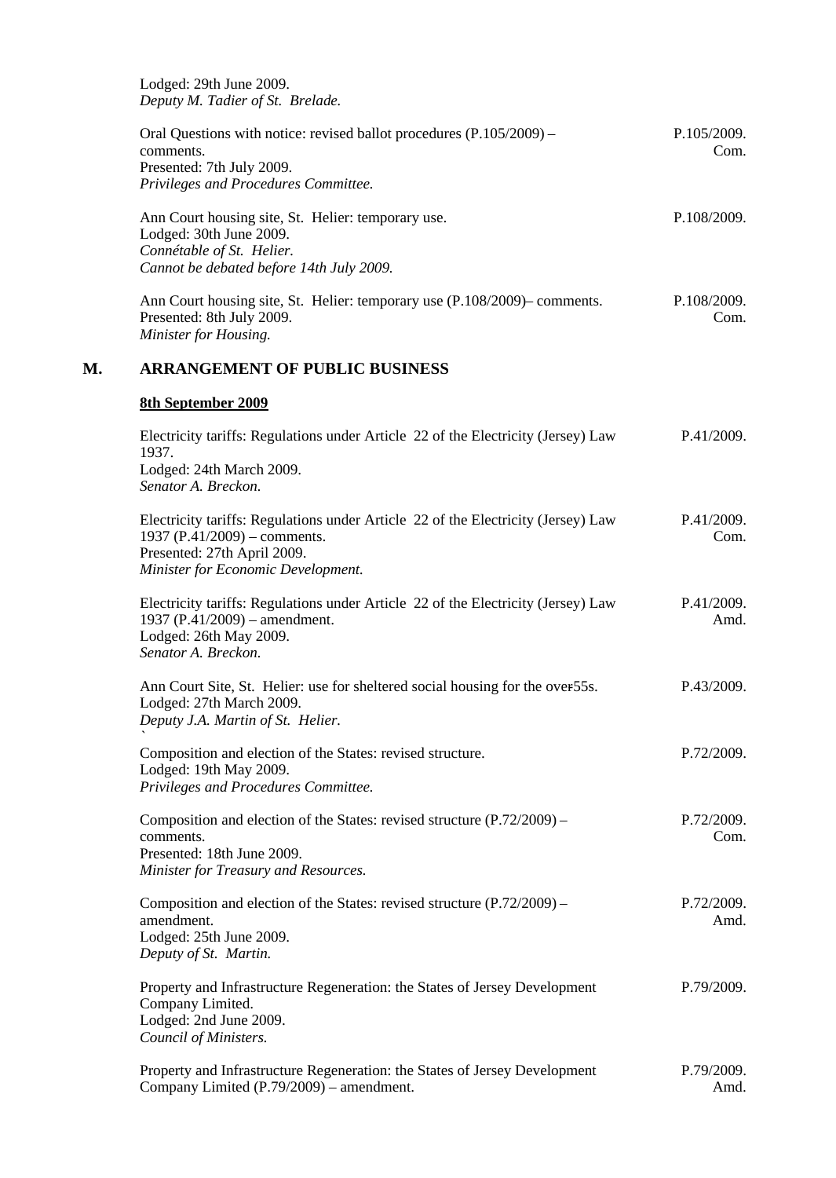Lodged: 29th June 2009.
*Deputy M. Tadier of St. Brelade.*

Oral Questions with notice: revised ballot procedures (P.105/2009) – comments. P.105/2009. Com.
Presented: 7th July 2009.
*Privileges and Procedures Committee.*

Ann Court housing site, St. Helier: temporary use. P.108/2009.
Lodged: 30th June 2009.
*Connétable of St. Helier.*
*Cannot be debated before 14th July 2009.*

Ann Court housing site, St. Helier: temporary use (P.108/2009)– comments. P.108/2009. Com.
Presented: 8th July 2009.
*Minister for Housing.*

## M. ARRANGEMENT OF PUBLIC BUSINESS

**8th September 2009**

Electricity tariffs: Regulations under Article 22 of the Electricity (Jersey) Law 1937. P.41/2009.
Lodged: 24th March 2009.
*Senator A. Breckon.*

Electricity tariffs: Regulations under Article 22 of the Electricity (Jersey) Law 1937 (P.41/2009) – comments. P.41/2009. Com.
Presented: 27th April 2009.
*Minister for Economic Development.*

Electricity tariffs: Regulations under Article 22 of the Electricity (Jersey) Law 1937 (P.41/2009) – amendment. P.41/2009. Amd.
Lodged: 26th May 2009.
*Senator A. Breckon.*

Ann Court Site, St. Helier: use for sheltered social housing for the over55s. P.43/2009.
Lodged: 27th March 2009.
*Deputy J.A. Martin of St. Helier.*

Composition and election of the States: revised structure. P.72/2009.
Lodged: 19th May 2009.
*Privileges and Procedures Committee.*

Composition and election of the States: revised structure (P.72/2009) – comments. P.72/2009. Com.
Presented: 18th June 2009.
*Minister for Treasury and Resources.*

Composition and election of the States: revised structure (P.72/2009) – amendment. P.72/2009. Amd.
Lodged: 25th June 2009.
*Deputy of St. Martin.*

Property and Infrastructure Regeneration: the States of Jersey Development Company Limited. P.79/2009.
Lodged: 2nd June 2009.
*Council of Ministers.*

Property and Infrastructure Regeneration: the States of Jersey Development Company Limited (P.79/2009) – amendment. P.79/2009. Amd.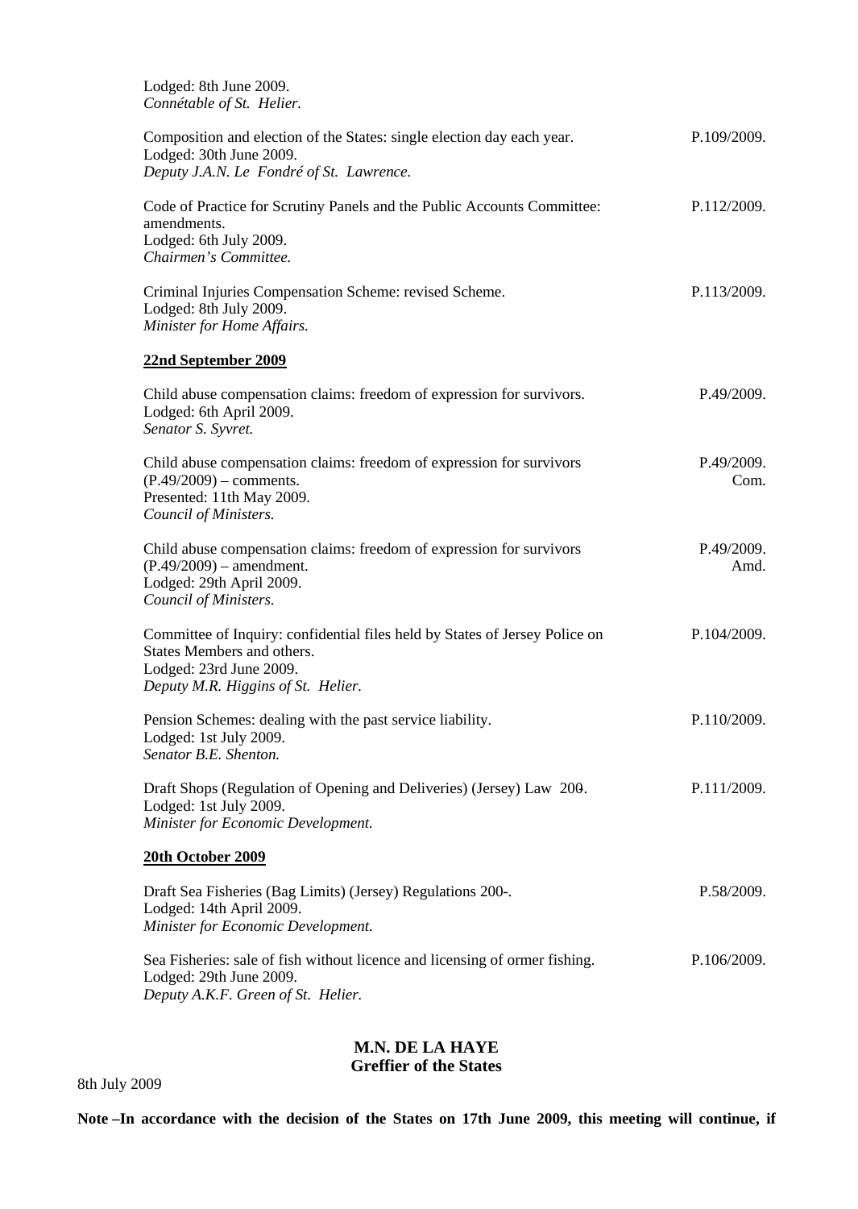Lodged: 8th June 2009.
*Connétable of St. Helier.*

| | |
|---|---|
| Composition and election of the States: single election day each year.<br>Lodged: 30th June 2009.<br>*Deputy J.A.N. Le Fondré of St. Lawrence.* | P.109/2009. |
| Code of Practice for Scrutiny Panels and the Public Accounts Committee: amendments.<br>Lodged: 6th July 2009.<br>*Chairmen's Committee.* | P.112/2009. |
| Criminal Injuries Compensation Scheme: revised Scheme.<br>Lodged: 8th July 2009.<br>*Minister for Home Affairs.* | P.113/2009. |

**22nd September 2009**

| | |
|---|---|
| Child abuse compensation claims: freedom of expression for survivors.<br>Lodged: 6th April 2009.<br>*Senator S. Syvret.* | P.49/2009. |
| Child abuse compensation claims: freedom of expression for survivors (P.49/2009) – comments.<br>Presented: 11th May 2009.<br>*Council of Ministers.* | P.49/2009. Com. |
| Child abuse compensation claims: freedom of expression for survivors (P.49/2009) – amendment.<br>Lodged: 29th April 2009.<br>*Council of Ministers.* | P.49/2009. Amd. |
| Committee of Inquiry: confidential files held by States of Jersey Police on States Members and others.<br>Lodged: 23rd June 2009.<br>*Deputy M.R. Higgins of St. Helier.* | P.104/2009. |
| Pension Schemes: dealing with the past service liability.<br>Lodged: 1st July 2009.<br>*Senator B.E. Shenton.* | P.110/2009. |
| Draft Shops (Regulation of Opening and Deliveries) (Jersey) Law 200-.<br>Lodged: 1st July 2009.<br>*Minister for Economic Development.* | P.111/2009. |

**20th October 2009**

| | |
|---|---|
| Draft Sea Fisheries (Bag Limits) (Jersey) Regulations 200-.<br>Lodged: 14th April 2009.<br>*Minister for Economic Development.* | P.58/2009. |
| Sea Fisheries: sale of fish without licence and licensing of ormer fishing.<br>Lodged: 29th June 2009.<br>*Deputy A.K.F. Green of St. Helier.* | P.106/2009. |

**M.N. DE LA HAYE**
**Greffier of the States**

8th July 2009

**Note –In accordance with the decision of the States on 17th June 2009, this meeting will continue, if**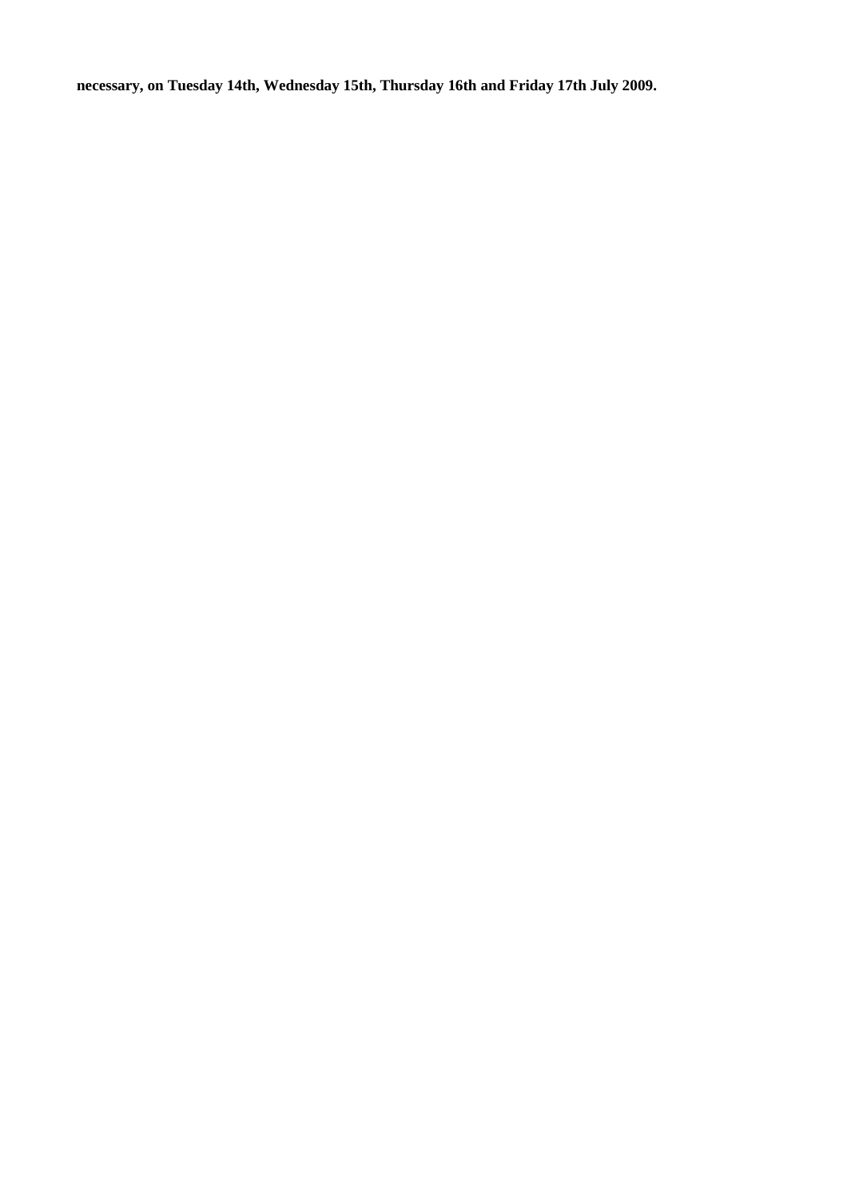**necessary, on Tuesday 14th, Wednesday 15th, Thursday 16th and Friday 17th July 2009.**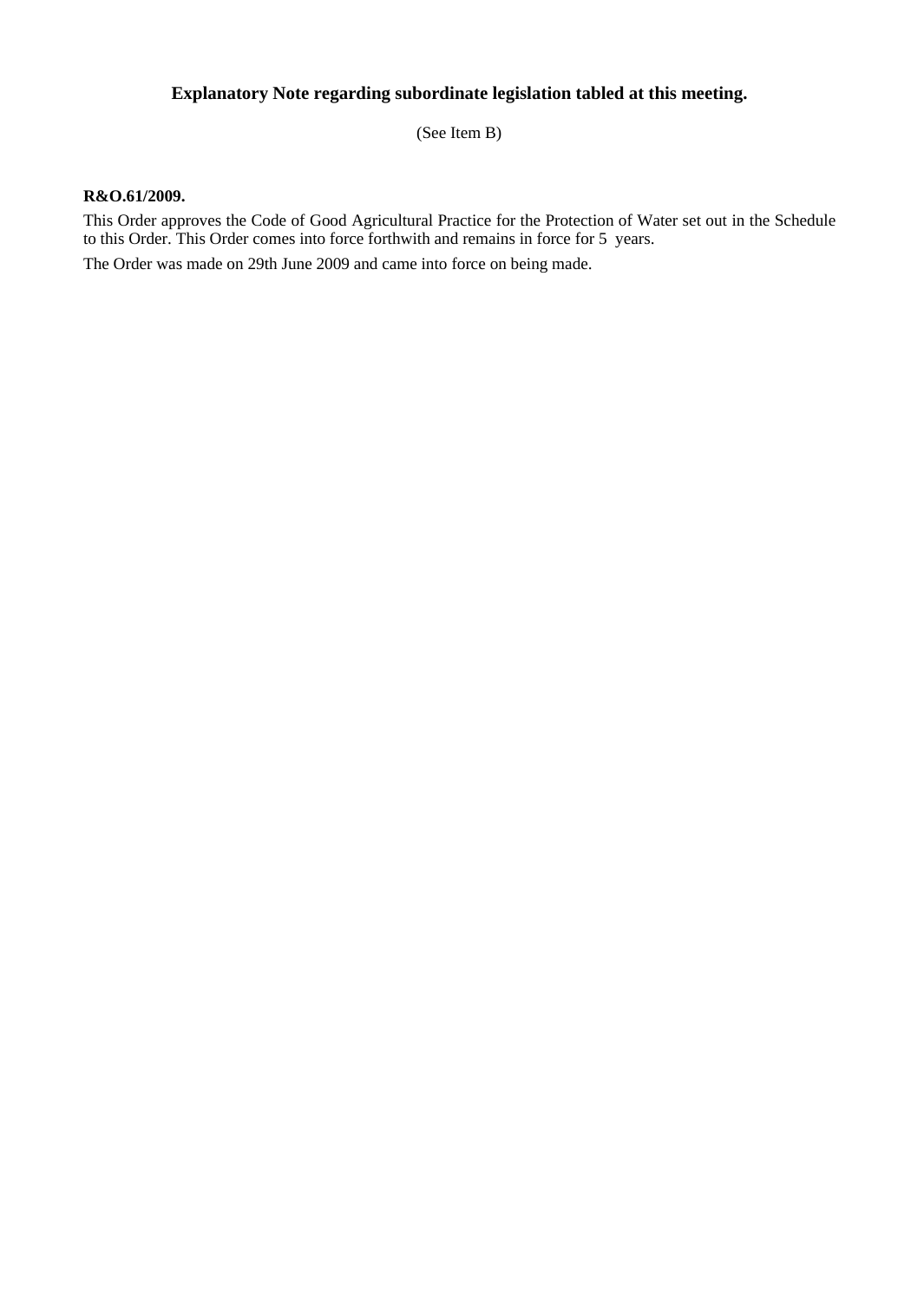# Explanatory Note regarding subordinate legislation tabled at this meeting.

(See Item B)

**R&O.61/2009.**

This Order approves the Code of Good Agricultural Practice for the Protection of Water set out in the Schedule to this Order. This Order comes into force forthwith and remains in force for 5 years.

The Order was made on 29th June 2009 and came into force on being made.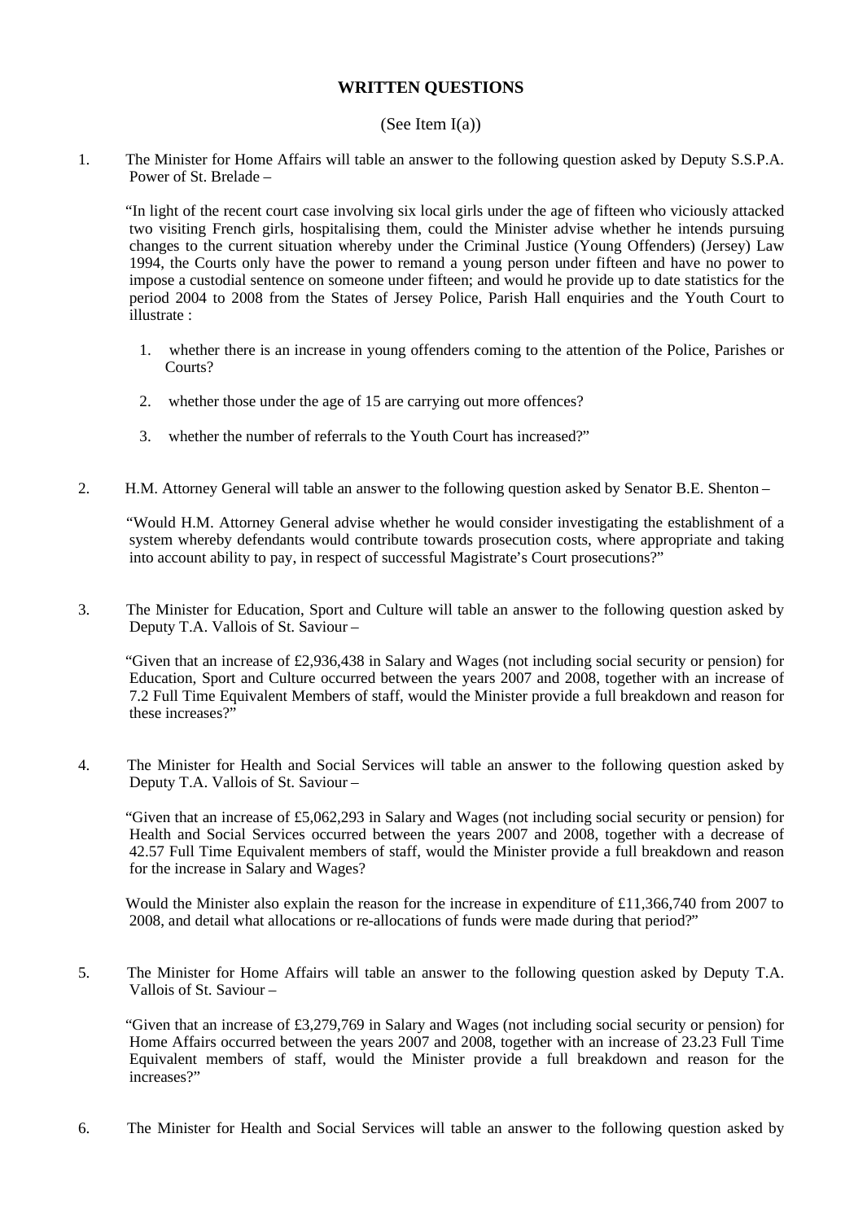**WRITTEN QUESTIONS**

(See Item I(a))

1. The Minister for Home Affairs will table an answer to the following question asked by Deputy S.S.P.A. Power of St. Brelade –

   "In light of the recent court case involving six local girls under the age of fifteen who viciously attacked two visiting French girls, hospitalising them, could the Minister advise whether he intends pursuing changes to the current situation whereby under the Criminal Justice (Young Offenders) (Jersey) Law 1994, the Courts only have the power to remand a young person under fifteen and have no power to impose a custodial sentence on someone under fifteen; and would he provide up to date statistics for the period 2004 to 2008 from the States of Jersey Police, Parish Hall enquiries and the Youth Court to illustrate :

   1. whether there is an increase in young offenders coming to the attention of the Police, Parishes or Courts?
   2. whether those under the age of 15 are carrying out more offences?
   3. whether the number of referrals to the Youth Court has increased?"

2. H.M. Attorney General will table an answer to the following question asked by Senator B.E. Shenton –

   "Would H.M. Attorney General advise whether he would consider investigating the establishment of a system whereby defendants would contribute towards prosecution costs, where appropriate and taking into account ability to pay, in respect of successful Magistrate's Court prosecutions?"

3. The Minister for Education, Sport and Culture will table an answer to the following question asked by Deputy T.A. Vallois of St. Saviour –

   "Given that an increase of £2,936,438 in Salary and Wages (not including social security or pension) for Education, Sport and Culture occurred between the years 2007 and 2008, together with an increase of 7.2 Full Time Equivalent Members of staff, would the Minister provide a full breakdown and reason for these increases?"

4. The Minister for Health and Social Services will table an answer to the following question asked by Deputy T.A. Vallois of St. Saviour –

   "Given that an increase of £5,062,293 in Salary and Wages (not including social security or pension) for Health and Social Services occurred between the years 2007 and 2008, together with a decrease of 42.57 Full Time Equivalent members of staff, would the Minister provide a full breakdown and reason for the increase in Salary and Wages?

   Would the Minister also explain the reason for the increase in expenditure of £11,366,740 from 2007 to 2008, and detail what allocations or re-allocations of funds were made during that period?"

5. The Minister for Home Affairs will table an answer to the following question asked by Deputy T.A. Vallois of St. Saviour –

   "Given that an increase of £3,279,769 in Salary and Wages (not including social security or pension) for Home Affairs occurred between the years 2007 and 2008, together with an increase of 23.23 Full Time Equivalent members of staff, would the Minister provide a full breakdown and reason for the increases?"

6. The Minister for Health and Social Services will table an answer to the following question asked by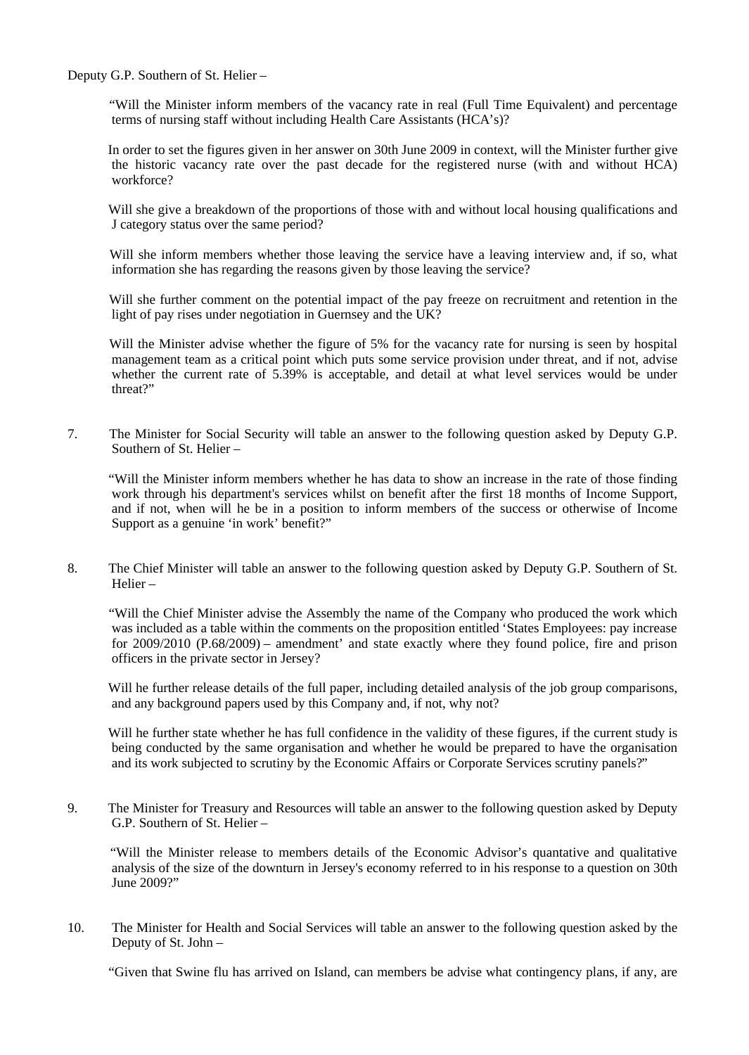Deputy G.P. Southern of St. Helier –

"Will the Minister inform members of the vacancy rate in real (Full Time Equivalent) and percentage terms of nursing staff without including Health Care Assistants (HCA's)?

In order to set the figures given in her answer on 30th June 2009 in context, will the Minister further give the historic vacancy rate over the past decade for the registered nurse (with and without HCA) workforce?

Will she give a breakdown of the proportions of those with and without local housing qualifications and J category status over the same period?

Will she inform members whether those leaving the service have a leaving interview and, if so, what information she has regarding the reasons given by those leaving the service?

Will she further comment on the potential impact of the pay freeze on recruitment and retention in the light of pay rises under negotiation in Guernsey and the UK?

Will the Minister advise whether the figure of 5% for the vacancy rate for nursing is seen by hospital management team as a critical point which puts some service provision under threat, and if not, advise whether the current rate of 5.39% is acceptable, and detail at what level services would be under threat?"

7. The Minister for Social Security will table an answer to the following question asked by Deputy G.P. Southern of St. Helier –

"Will the Minister inform members whether he has data to show an increase in the rate of those finding work through his department's services whilst on benefit after the first 18 months of Income Support, and if not, when will he be in a position to inform members of the success or otherwise of Income Support as a genuine 'in work' benefit?"

8. The Chief Minister will table an answer to the following question asked by Deputy G.P. Southern of St. Helier –

"Will the Chief Minister advise the Assembly the name of the Company who produced the work which was included as a table within the comments on the proposition entitled 'States Employees: pay increase for 2009/2010 (P.68/2009) – amendment' and state exactly where they found police, fire and prison officers in the private sector in Jersey?

Will he further release details of the full paper, including detailed analysis of the job group comparisons, and any background papers used by this Company and, if not, why not?

Will he further state whether he has full confidence in the validity of these figures, if the current study is being conducted by the same organisation and whether he would be prepared to have the organisation and its work subjected to scrutiny by the Economic Affairs or Corporate Services scrutiny panels?"

9. The Minister for Treasury and Resources will table an answer to the following question asked by Deputy G.P. Southern of St. Helier –

"Will the Minister release to members details of the Economic Advisor's quantative and qualitative analysis of the size of the downturn in Jersey's economy referred to in his response to a question on 30th June 2009?"

10. The Minister for Health and Social Services will table an answer to the following question asked by the Deputy of St. John –

"Given that Swine flu has arrived on Island, can members be advise what contingency plans, if any, are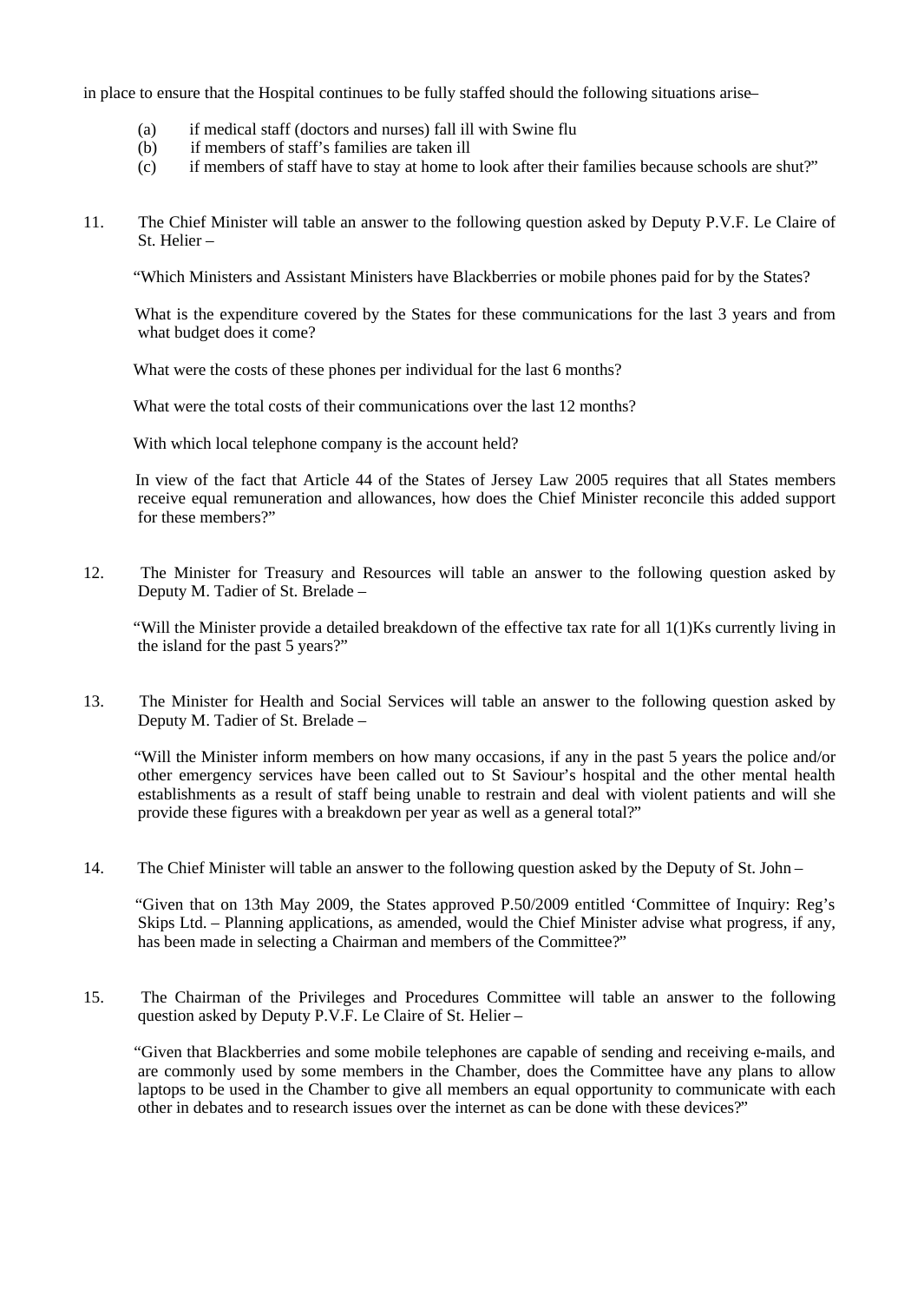in place to ensure that the Hospital continues to be fully staffed should the following situations arise–

(a) if medical staff (doctors and nurses) fall ill with Swine flu
(b) if members of staff's families are taken ill
(c) if members of staff have to stay at home to look after their families because schools are shut?"

11. The Chief Minister will table an answer to the following question asked by Deputy P.V.F. Le Claire of St. Helier –

"Which Ministers and Assistant Ministers have Blackberries or mobile phones paid for by the States?

What is the expenditure covered by the States for these communications for the last 3 years and from what budget does it come?

What were the costs of these phones per individual for the last 6 months?

What were the total costs of their communications over the last 12 months?

With which local telephone company is the account held?

In view of the fact that Article 44 of the States of Jersey Law 2005 requires that all States members receive equal remuneration and allowances, how does the Chief Minister reconcile this added support for these members?"

12. The Minister for Treasury and Resources will table an answer to the following question asked by Deputy M. Tadier of St. Brelade –

"Will the Minister provide a detailed breakdown of the effective tax rate for all 1(1)Ks currently living in the island for the past 5 years?"

13. The Minister for Health and Social Services will table an answer to the following question asked by Deputy M. Tadier of St. Brelade –

"Will the Minister inform members on how many occasions, if any in the past 5 years the police and/or other emergency services have been called out to St Saviour's hospital and the other mental health establishments as a result of staff being unable to restrain and deal with violent patients and will she provide these figures with a breakdown per year as well as a general total?"

14. The Chief Minister will table an answer to the following question asked by the Deputy of St. John –

"Given that on 13th May 2009, the States approved P.50/2009 entitled 'Committee of Inquiry: Reg's Skips Ltd. – Planning applications, as amended, would the Chief Minister advise what progress, if any, has been made in selecting a Chairman and members of the Committee?"

15. The Chairman of the Privileges and Procedures Committee will table an answer to the following question asked by Deputy P.V.F. Le Claire of St. Helier –

"Given that Blackberries and some mobile telephones are capable of sending and receiving e-mails, and are commonly used by some members in the Chamber, does the Committee have any plans to allow laptops to be used in the Chamber to give all members an equal opportunity to communicate with each other in debates and to research issues over the internet as can be done with these devices?"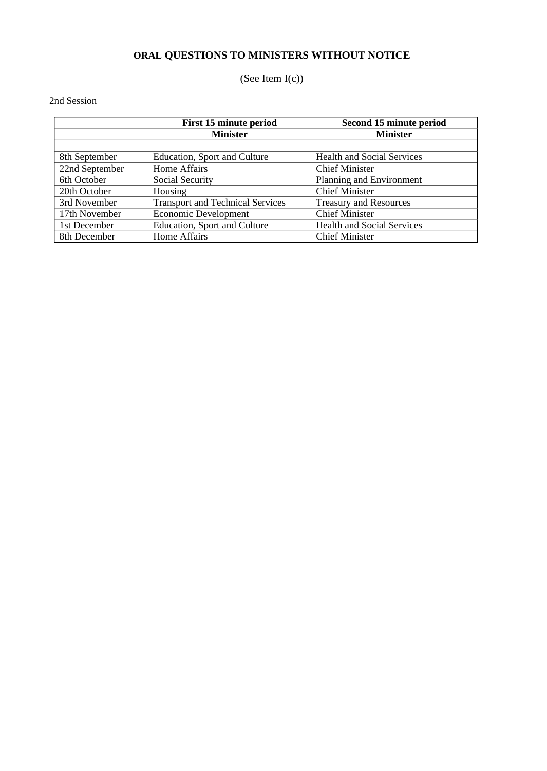# ORAL QUESTIONS TO MINISTERS WITHOUT NOTICE

(See Item I(c))

2nd Session

| | **First 15 minute period** | **Second 15 minute period** |
|---|---|---|
| | **Minister** | **Minister** |
| | | |
| 8th September | Education, Sport and Culture | Health and Social Services |
| 22nd September | Home Affairs | Chief Minister |
| 6th October | Social Security | Planning and Environment |
| 20th October | Housing | Chief Minister |
| 3rd November | Transport and Technical Services | Treasury and Resources |
| 17th November | Economic Development | Chief Minister |
| 1st December | Education, Sport and Culture | Health and Social Services |
| 8th December | Home Affairs | Chief Minister |